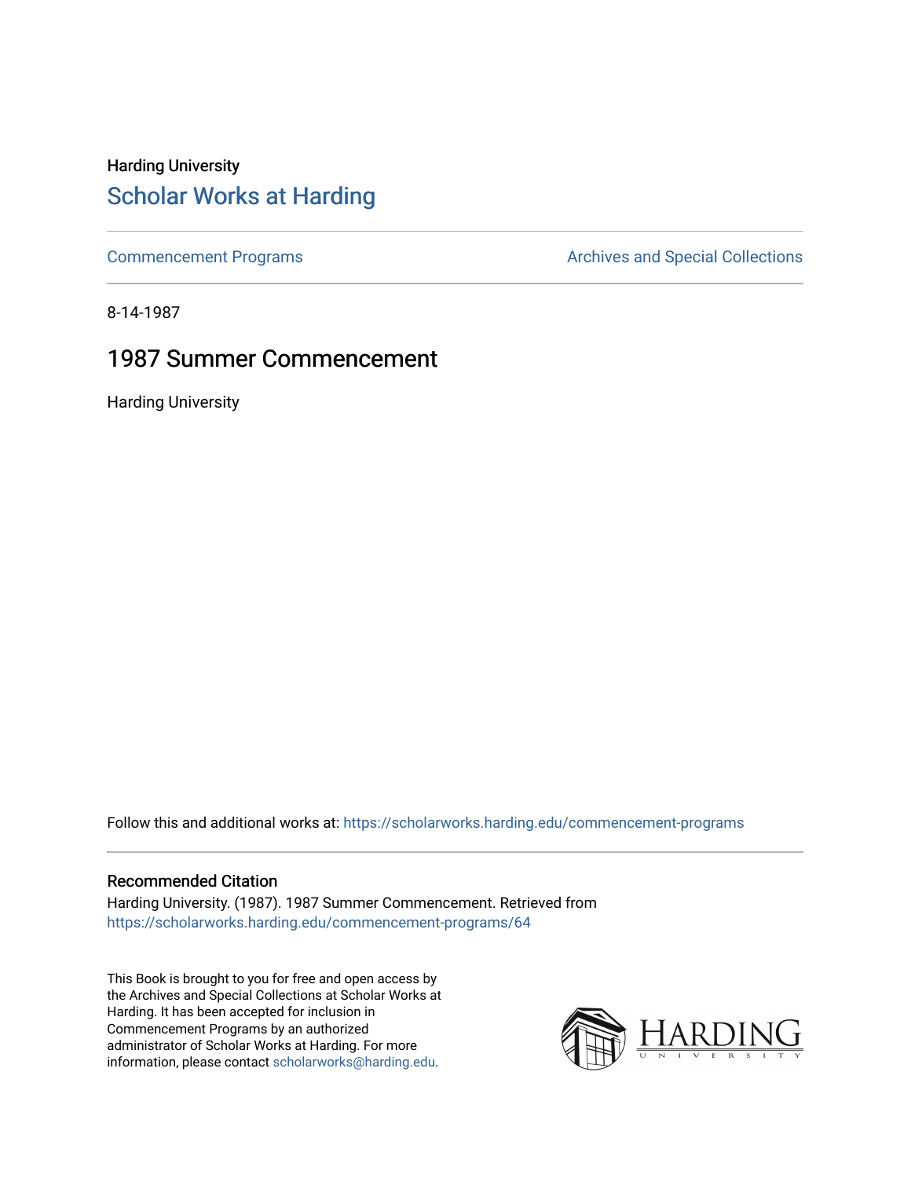Harding University

# Scholar Works at Harding

Commencement Programs | Archives and Special Collections

8-14-1987

## 1987 Summer Commencement

Harding University

Follow this and additional works at: https://scholarworks.harding.edu/commencement-programs

### Recommended Citation

Harding University. (1987). 1987 Summer Commencement. Retrieved from https://scholarworks.harding.edu/commencement-programs/64

This Book is brought to you for free and open access by the Archives and Special Collections at Scholar Works at Harding. It has been accepted for inclusion in Commencement Programs by an authorized administrator of Scholar Works at Harding. For more information, please contact scholarworks@harding.edu.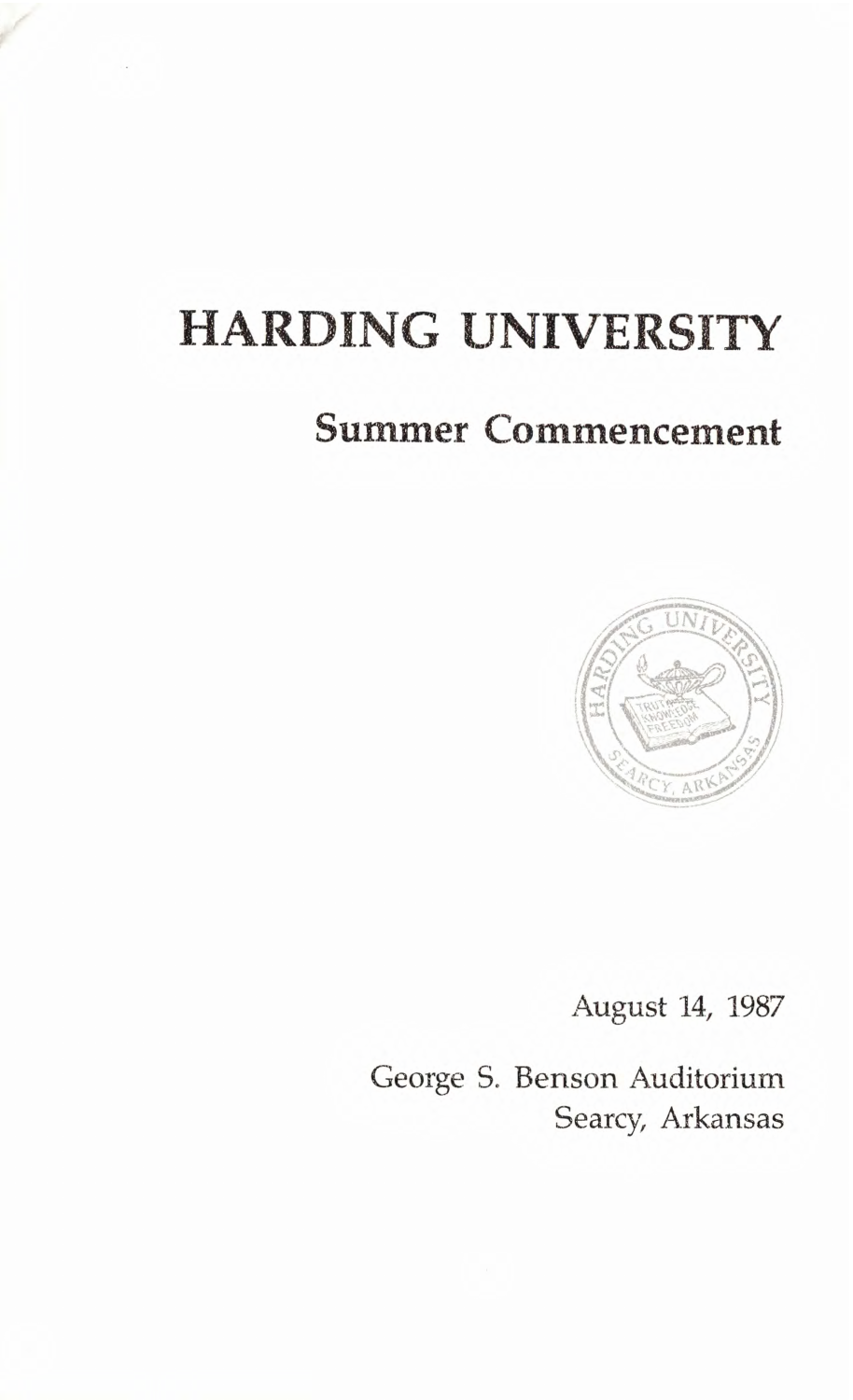# HARDING UNIVERSITY

## Summer Commencement

August 14, 1987

George S. Benson Auditorium
Searcy, Arkansas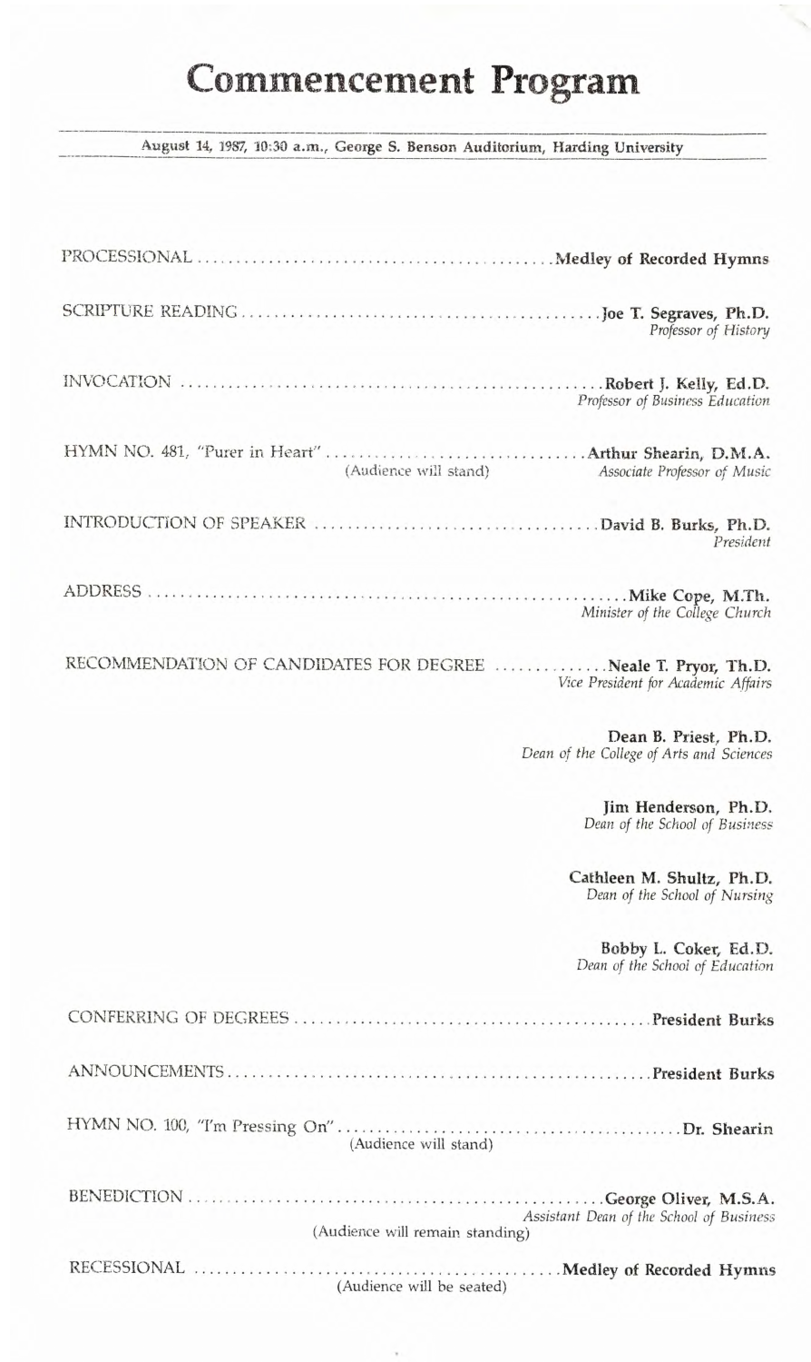# Commencement Program

August 14, 1987, 10:30 a.m., George S. Benson Auditorium, Harding University

PROCESSIONAL .......... **Medley of Recorded Hymns**

SCRIPTURE READING .......... **Joe T. Segraves, Ph.D.**
*Professor of History*

INVOCATION .......... **Robert J. Kelly, Ed.D.**
*Professor of Business Education*

HYMN NO. 481, "Purer in Heart" .......... **Arthur Shearin, D.M.A.**
(Audience will stand) *Associate Professor of Music*

INTRODUCTION OF SPEAKER .......... **David B. Burks, Ph.D.**
*President*

ADDRESS .......... **Mike Cope, M.Th.**
*Minister of the College Church*

RECOMMENDATION OF CANDIDATES FOR DEGREE .......... **Neale T. Pryor, Th.D.**
*Vice President for Academic Affairs*

**Dean B. Priest, Ph.D.**
*Dean of the College of Arts and Sciences*

**Jim Henderson, Ph.D.**
*Dean of the School of Business*

**Cathleen M. Shultz, Ph.D.**
*Dean of the School of Nursing*

**Bobby L. Coker, Ed.D.**
*Dean of the School of Education*

CONFERRING OF DEGREES .......... **President Burks**

ANNOUNCEMENTS .......... **President Burks**

HYMN NO. 100, "I'm Pressing On" .......... **Dr. Shearin**
(Audience will stand)

BENEDICTION .......... **George Oliver, M.S.A.**
*Assistant Dean of the School of Business*
(Audience will remain standing)

RECESSIONAL .......... **Medley of Recorded Hymns**
(Audience will be seated)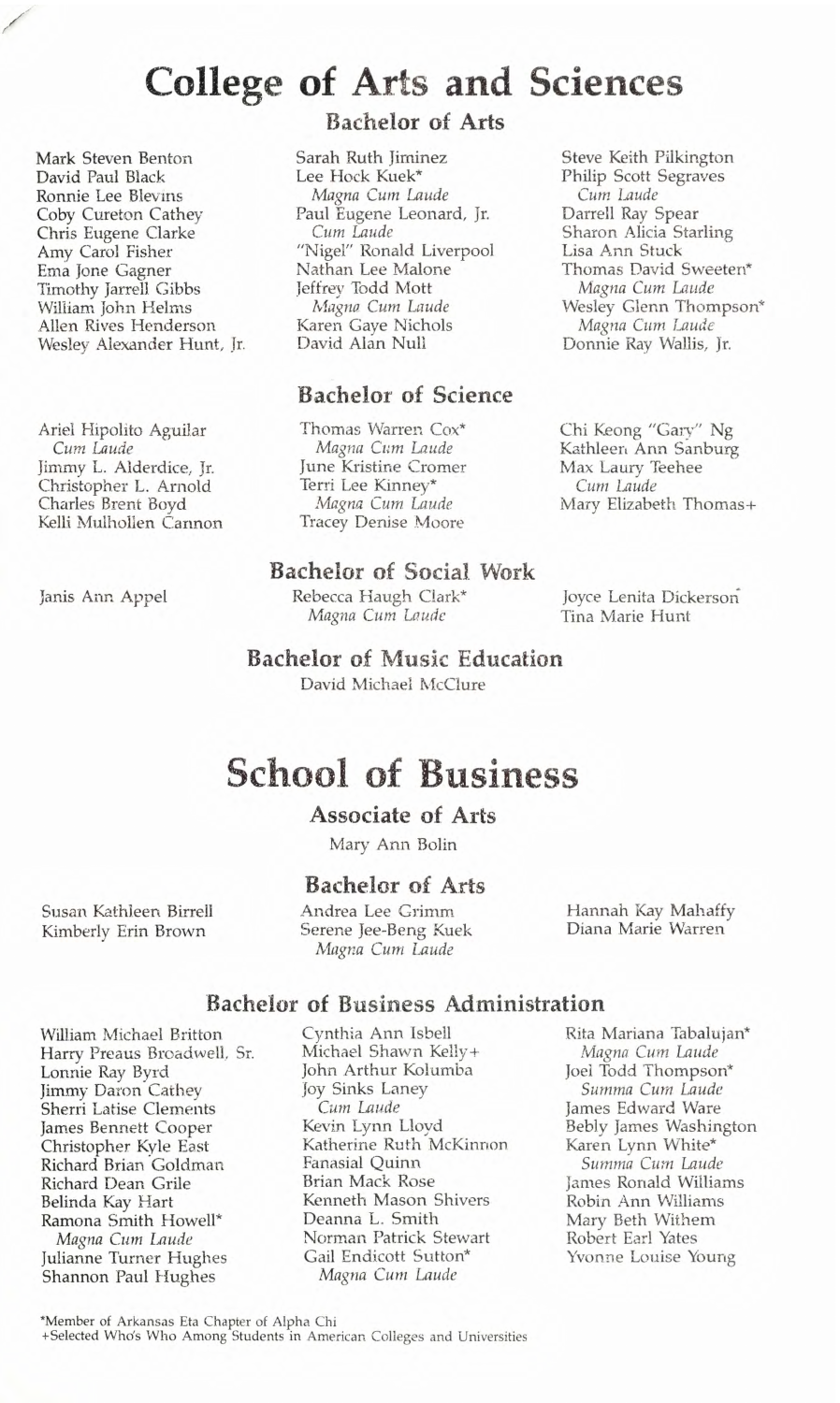# College of Arts and Sciences

## Bachelor of Arts

Mark Steven Benton
David Paul Black
Ronnie Lee Blevins
Coby Cureton Cathey
Chris Eugene Clarke
Amy Carol Fisher
Ema Jone Gagner
Timothy Jarrell Gibbs
William John Helms
Allen Rives Henderson
Wesley Alexander Hunt, Jr.

Sarah Ruth Jiminez
Lee Hock Kuek*
*Magna Cum Laude*
Paul Eugene Leonard, Jr.
*Cum Laude*
"Nigel" Ronald Liverpool
Nathan Lee Malone
Jeffrey Todd Mott
*Magna Cum Laude*
Karen Gaye Nichols
David Alan Null

Steve Keith Pilkington
Philip Scott Segraves
*Cum Laude*
Darrell Ray Spear
Sharon Alicia Starling
Lisa Ann Stuck
Thomas David Sweeten*
*Magna Cum Laude*
Wesley Glenn Thompson*
*Magna Cum Laude*
Donnie Ray Wallis, Jr.

## Bachelor of Science

Ariel Hipolito Aguilar
*Cum Laude*
Jimmy L. Alderdice, Jr.
Christopher L. Arnold
Charles Brent Boyd
Kelli Mulhollen Cannon

Thomas Warren Cox*
*Magna Cum Laude*
June Kristine Cromer
Terri Lee Kinney*
*Magna Cum Laude*
Tracey Denise Moore

Chi Keong "Gary" Ng
Kathleen Ann Sanburg
Max Laury Teehee
*Cum Laude*
Mary Elizabeth Thomas+

## Bachelor of Social Work

Janis Ann Appel

Rebecca Haugh Clark*
*Magna Cum Laude*

Joyce Lenita Dickerson
Tina Marie Hunt

## Bachelor of Music Education

David Michael McClure

# School of Business

## Associate of Arts

Mary Ann Bolin

## Bachelor of Arts

Susan Kathleen Birrell
Kimberly Erin Brown

Andrea Lee Grimm
Serene Jee-Beng Kuek
*Magna Cum Laude*

Hannah Kay Mahaffy
Diana Marie Warren

## Bachelor of Business Administration

William Michael Britton
Harry Preaus Broadwell, Sr.
Lonnie Ray Byrd
Jimmy Daron Cathey
Sherri Latise Clements
James Bennett Cooper
Christopher Kyle East
Richard Brian Goldman
Richard Dean Grile
Belinda Kay Hart
Ramona Smith Howell*
*Magna Cum Laude*
Julianne Turner Hughes
Shannon Paul Hughes

Cynthia Ann Isbell
Michael Shawn Kelly+
John Arthur Kolumba
Joy Sinks Laney
*Cum Laude*
Kevin Lynn Lloyd
Katherine Ruth McKinnon
Fanasial Quinn
Brian Mack Rose
Kenneth Mason Shivers
Deanna L. Smith
Norman Patrick Stewart
Gail Endicott Sutton*
*Magna Cum Laude*

Rita Mariana Tabalujan*
*Magna Cum Laude*
Joel Todd Thompson*
*Summa Cum Laude*
James Edward Ware
Bebly James Washington
Karen Lynn White*
*Summa Cum Laude*
James Ronald Williams
Robin Ann Williams
Mary Beth Withem
Robert Earl Yates
Yvonne Louise Young

*Member of Arkansas Eta Chapter of Alpha Chi
+Selected Who's Who Among Students in American Colleges and Universities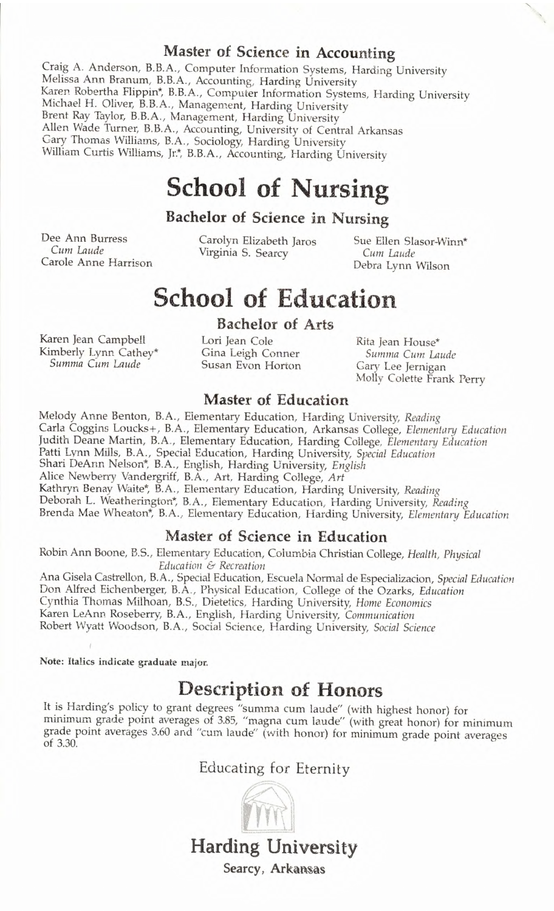### Master of Science in Accounting

Craig A. Anderson, B.B.A., Computer Information Systems, Harding University
Melissa Ann Branum, B.B.A., Accounting, Harding University
Karen Robertha Flippin*, B.B.A., Computer Information Systems, Harding University
Michael H. Oliver, B.B.A., Management, Harding University
Brent Ray Taylor, B.B.A., Management, Harding University
Allen Wade Turner, B.B.A., Accounting, University of Central Arkansas
Gary Thomas Williams, B.A., Sociology, Harding University
William Curtis Williams, Jr.*, B.B.A., Accounting, Harding University

# School of Nursing

### Bachelor of Science in Nursing

Dee Ann Burress
*Cum Laude*
Carole Anne Harrison
Carolyn Elizabeth Jaros
Virginia S. Searcy
Sue Ellen Slasor-Winn*
*Cum Laude*
Debra Lynn Wilson

# School of Education

### Bachelor of Arts

Karen Jean Campbell
Kimberly Lynn Cathey*
*Summa Cum Laude*
Lori Jean Cole
Gina Leigh Conner
Susan Evon Horton
Rita Jean House*
*Summa Cum Laude*
Gary Lee Jernigan
Molly Colette Frank Perry

### Master of Education

Melody Anne Benton, B.A., Elementary Education, Harding University, *Reading*
Carla Coggins Loucks+, B.A., Elementary Education, Arkansas College, *Elementary Education*
Judith Deane Martin, B.A., Elementary Education, Harding College, *Elementary Education*
Patti Lynn Mills, B.A., Special Education, Harding University, *Special Education*
Shari DeAnn Nelson*, B.A., English, Harding University, *English*
Alice Newberry Vandergriff, B.A., Art, Harding College, *Art*
Kathryn Benay Waite*, B.A., Elementary Education, Harding University, *Reading*
Deborah L. Weatherington*, B.A., Elementary Education, Harding University, *Reading*
Brenda Mae Wheaton*, B.A., Elementary Education, Harding University, *Elementary Education*

### Master of Science in Education

Robin Ann Boone, B.S., Elementary Education, Columbia Christian College, *Health, Physical Education & Recreation*
Ana Gisela Castrellon, B.A., Special Education, Escuela Normal de Especializacion, *Special Education*
Don Alfred Eichenberger, B.A., Physical Education, College of the Ozarks, *Education*
Cynthia Thomas Milhoan, B.S., Dietetics, Harding University, *Home Economics*
Karen LeAnn Roseberry, B.A., English, Harding University, *Communication*
Robert Wyatt Woodson, B.A., Social Science, Harding University, *Social Science*

**Note: Italics indicate graduate major.**

## Description of Honors

It is Harding's policy to grant degrees "summa cum laude" (with highest honor) for minimum grade point averages of 3.85, "magna cum laude" (with great honor) for minimum grade point averages 3.60 and "cum laude" (with honor) for minimum grade point averages of 3.30.

Educating for Eternity

## Harding University

**Searcy, Arkansas**